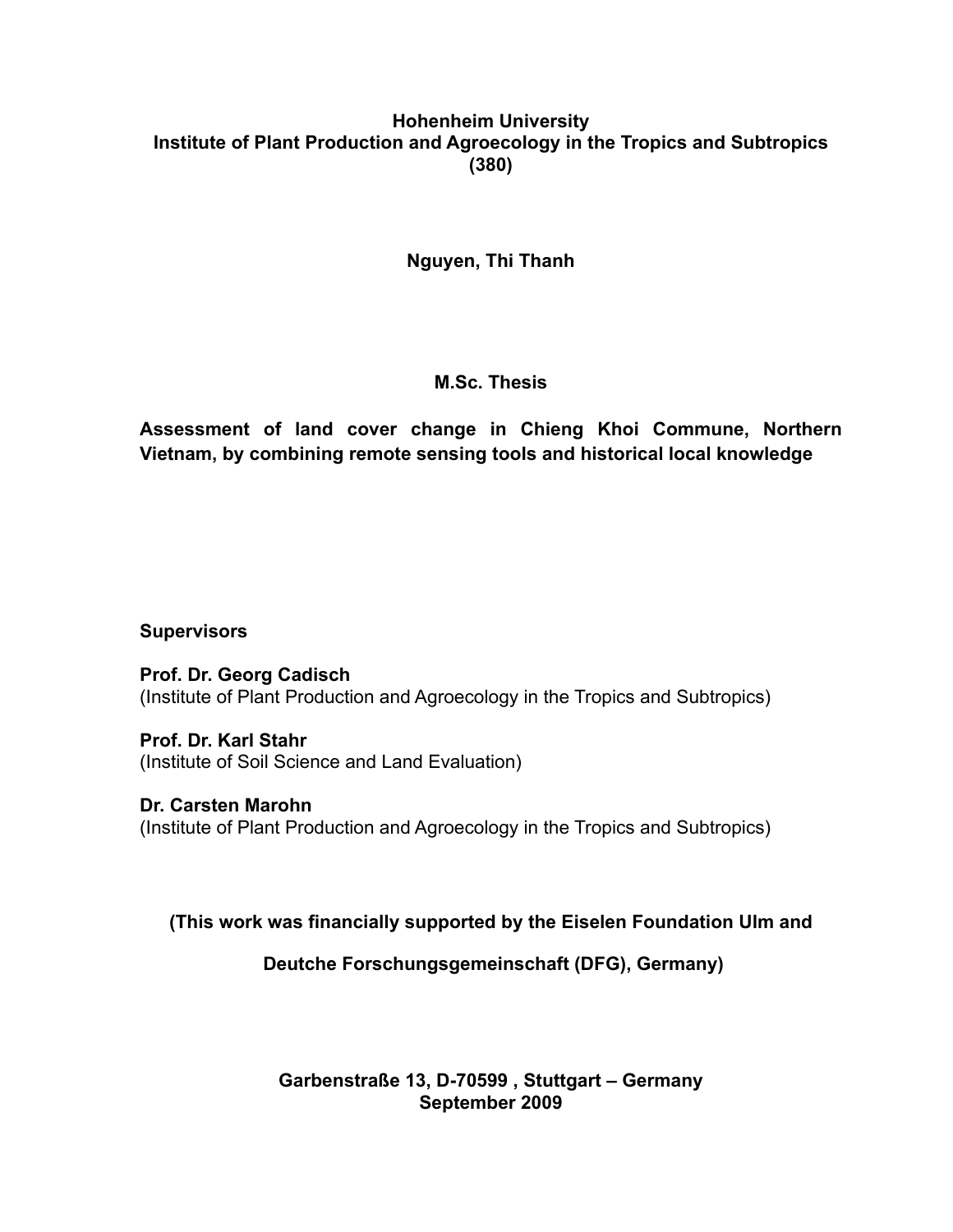**Hohenheim University**
**Institute of Plant Production and Agroecology in the Tropics and Subtropics (380)**

**Nguyen, Thi Thanh**

**M.Sc. Thesis**

# Assessment of land cover change in Chieng Khoi Commune, Northern Vietnam, by combining remote sensing tools and historical local knowledge

**Supervisors**

**Prof. Dr. Georg Cadisch**
(Institute of Plant Production and Agroecology in the Tropics and Subtropics)

**Prof. Dr. Karl Stahr**
(Institute of Soil Science and Land Evaluation)

**Dr. Carsten Marohn**
(Institute of Plant Production and Agroecology in the Tropics and Subtropics)

**(This work was financially supported by the Eiselen Foundation Ulm and**

**Deutche Forschungsgemeinschaft (DFG), Germany)**

**Garbenstraße 13, D-70599 , Stuttgart – Germany**
**September 2009**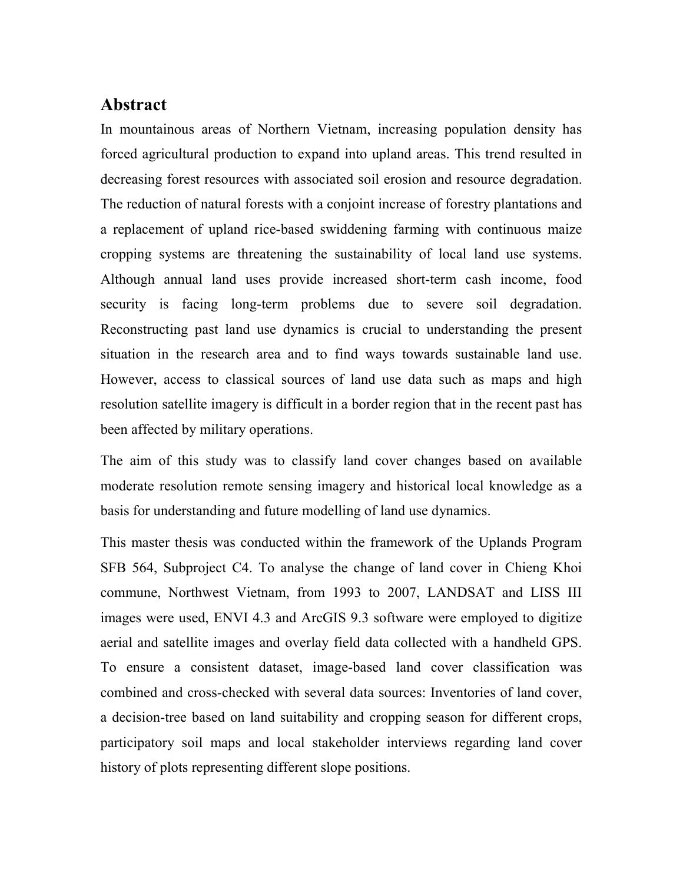## Abstract

In mountainous areas of Northern Vietnam, increasing population density has forced agricultural production to expand into upland areas. This trend resulted in decreasing forest resources with associated soil erosion and resource degradation. The reduction of natural forests with a conjoint increase of forestry plantations and a replacement of upland rice-based swiddening farming with continuous maize cropping systems are threatening the sustainability of local land use systems. Although annual land uses provide increased short-term cash income, food security is facing long-term problems due to severe soil degradation. Reconstructing past land use dynamics is crucial to understanding the present situation in the research area and to find ways towards sustainable land use. However, access to classical sources of land use data such as maps and high resolution satellite imagery is difficult in a border region that in the recent past has been affected by military operations.

The aim of this study was to classify land cover changes based on available moderate resolution remote sensing imagery and historical local knowledge as a basis for understanding and future modelling of land use dynamics.

This master thesis was conducted within the framework of the Uplands Program SFB 564, Subproject C4. To analyse the change of land cover in Chieng Khoi commune, Northwest Vietnam, from 1993 to 2007, LANDSAT and LISS III images were used, ENVI 4.3 and ArcGIS 9.3 software were employed to digitize aerial and satellite images and overlay field data collected with a handheld GPS. To ensure a consistent dataset, image-based land cover classification was combined and cross-checked with several data sources: Inventories of land cover, a decision-tree based on land suitability and cropping season for different crops, participatory soil maps and local stakeholder interviews regarding land cover history of plots representing different slope positions.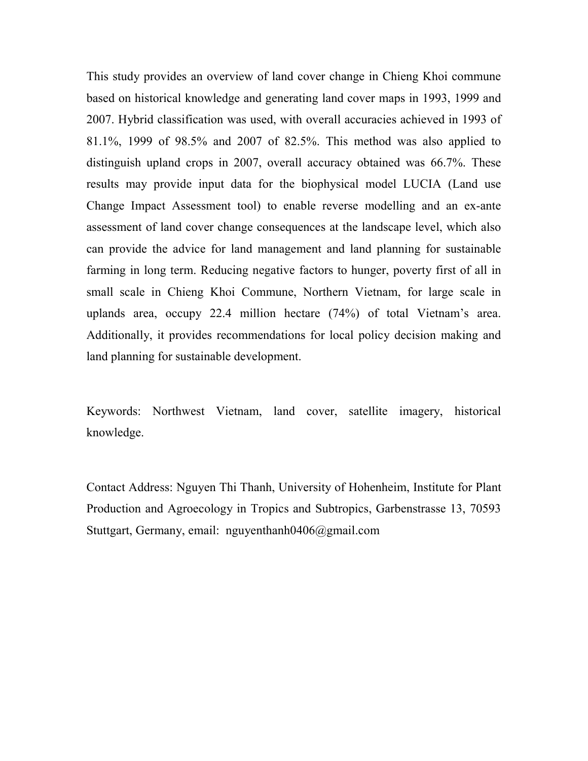This study provides an overview of land cover change in Chieng Khoi commune based on historical knowledge and generating land cover maps in 1993, 1999 and 2007. Hybrid classification was used, with overall accuracies achieved in 1993 of 81.1%, 1999 of 98.5% and 2007 of 82.5%. This method was also applied to distinguish upland crops in 2007, overall accuracy obtained was 66.7%. These results may provide input data for the biophysical model LUCIA (Land use Change Impact Assessment tool) to enable reverse modelling and an ex-ante assessment of land cover change consequences at the landscape level, which also can provide the advice for land management and land planning for sustainable farming in long term. Reducing negative factors to hunger, poverty first of all in small scale in Chieng Khoi Commune, Northern Vietnam, for large scale in uplands area, occupy 22.4 million hectare (74%) of total Vietnam's area. Additionally, it provides recommendations for local policy decision making and land planning for sustainable development.

Keywords: Northwest Vietnam, land cover, satellite imagery, historical knowledge.

Contact Address: Nguyen Thi Thanh, University of Hohenheim, Institute for Plant Production and Agroecology in Tropics and Subtropics, Garbenstrasse 13, 70593 Stuttgart, Germany, email: nguyenthanh0406@gmail.com